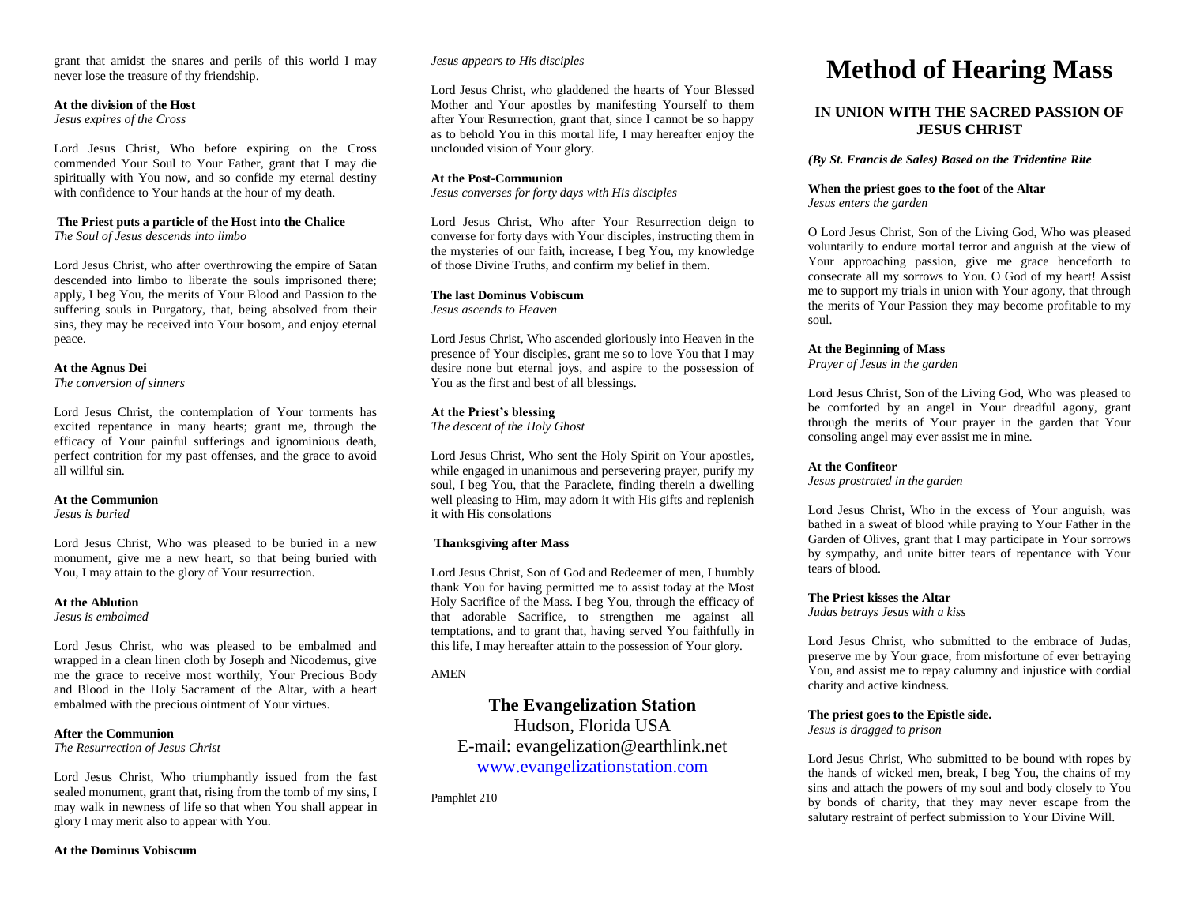grant that amidst the snares and perils of this world I may never lose the treasure of thy friendship.

**At the division of the Host**
*Jesus expires of the Cross*

Lord Jesus Christ, Who before expiring on the Cross commended Your Soul to Your Father, grant that I may die spiritually with You now, and so confide my eternal destiny with confidence to Your hands at the hour of my death.

**The Priest puts a particle of the Host into the Chalice**
*The Soul of Jesus descends into limbo*

Lord Jesus Christ, who after overthrowing the empire of Satan descended into limbo to liberate the souls imprisoned there; apply, I beg You, the merits of Your Blood and Passion to the suffering souls in Purgatory, that, being absolved from their sins, they may be received into Your bosom, and enjoy eternal peace.

**At the Agnus Dei**
*The conversion of sinners*

Lord Jesus Christ, the contemplation of Your torments has excited repentance in many hearts; grant me, through the efficacy of Your painful sufferings and ignominious death, perfect contrition for my past offenses, and the grace to avoid all willful sin.

**At the Communion**
*Jesus is buried*

Lord Jesus Christ, Who was pleased to be buried in a new monument, give me a new heart, so that being buried with You, I may attain to the glory of Your resurrection.

**At the Ablution**
*Jesus is embalmed*

Lord Jesus Christ, who was pleased to be embalmed and wrapped in a clean linen cloth by Joseph and Nicodemus, give me the grace to receive most worthily, Your Precious Body and Blood in the Holy Sacrament of the Altar, with a heart embalmed with the precious ointment of Your virtues.

**After the Communion**
*The Resurrection of Jesus Christ*

Lord Jesus Christ, Who triumphantly issued from the fast sealed monument, grant that, rising from the tomb of my sins, I may walk in newness of life so that when You shall appear in glory I may merit also to appear with You.

**At the Dominus Vobiscum**
*Jesus appears to His disciples*

Lord Jesus Christ, who gladdened the hearts of Your Blessed Mother and Your apostles by manifesting Yourself to them after Your Resurrection, grant that, since I cannot be so happy as to behold You in this mortal life, I may hereafter enjoy the unclouded vision of Your glory.

**At the Post-Communion**
*Jesus converses for forty days with His disciples*

Lord Jesus Christ, Who after Your Resurrection deign to converse for forty days with Your disciples, instructing them in the mysteries of our faith, increase, I beg You, my knowledge of those Divine Truths, and confirm my belief in them.

**The last Dominus Vobiscum**
*Jesus ascends to Heaven*

Lord Jesus Christ, Who ascended gloriously into Heaven in the presence of Your disciples, grant me so to love You that I may desire none but eternal joys, and aspire to the possession of You as the first and best of all blessings.

**At the Priest's blessing**
*The descent of the Holy Ghost*

Lord Jesus Christ, Who sent the Holy Spirit on Your apostles, while engaged in unanimous and persevering prayer, purify my soul, I beg You, that the Paraclete, finding therein a dwelling well pleasing to Him, may adorn it with His gifts and replenish it with His consolations

**Thanksgiving after Mass**

Lord Jesus Christ, Son of God and Redeemer of men, I humbly thank You for having permitted me to assist today at the Most Holy Sacrifice of the Mass. I beg You, through the efficacy of that adorable Sacrifice, to strengthen me against all temptations, and to grant that, having served You faithfully in this life, I may hereafter attain to the possession of Your glory.

AMEN

**The Evangelization Station**
Hudson, Florida USA
E-mail: evangelization@earthlink.net
www.evangelizationstation.com

Pamphlet 210

# Method of Hearing Mass

## IN UNION WITH THE SACRED PASSION OF JESUS CHRIST

***(By St. Francis de Sales) Based on the Tridentine Rite***

**When the priest goes to the foot of the Altar**
*Jesus enters the garden*

O Lord Jesus Christ, Son of the Living God, Who was pleased voluntarily to endure mortal terror and anguish at the view of Your approaching passion, give me grace henceforth to consecrate all my sorrows to You. O God of my heart! Assist me to support my trials in union with Your agony, that through the merits of Your Passion they may become profitable to my soul.

**At the Beginning of Mass**
*Prayer of Jesus in the garden*

Lord Jesus Christ, Son of the Living God, Who was pleased to be comforted by an angel in Your dreadful agony, grant through the merits of Your prayer in the garden that Your consoling angel may ever assist me in mine.

**At the Confiteor**
*Jesus prostrated in the garden*

Lord Jesus Christ, Who in the excess of Your anguish, was bathed in a sweat of blood while praying to Your Father in the Garden of Olives, grant that I may participate in Your sorrows by sympathy, and unite bitter tears of repentance with Your tears of blood.

**The Priest kisses the Altar**
*Judas betrays Jesus with a kiss*

Lord Jesus Christ, who submitted to the embrace of Judas, preserve me by Your grace, from misfortune of ever betraying You, and assist me to repay calumny and injustice with cordial charity and active kindness.

**The priest goes to the Epistle side.**
*Jesus is dragged to prison*

Lord Jesus Christ, Who submitted to be bound with ropes by the hands of wicked men, break, I beg You, the chains of my sins and attach the powers of my soul and body closely to You by bonds of charity, that they may never escape from the salutary restraint of perfect submission to Your Divine Will.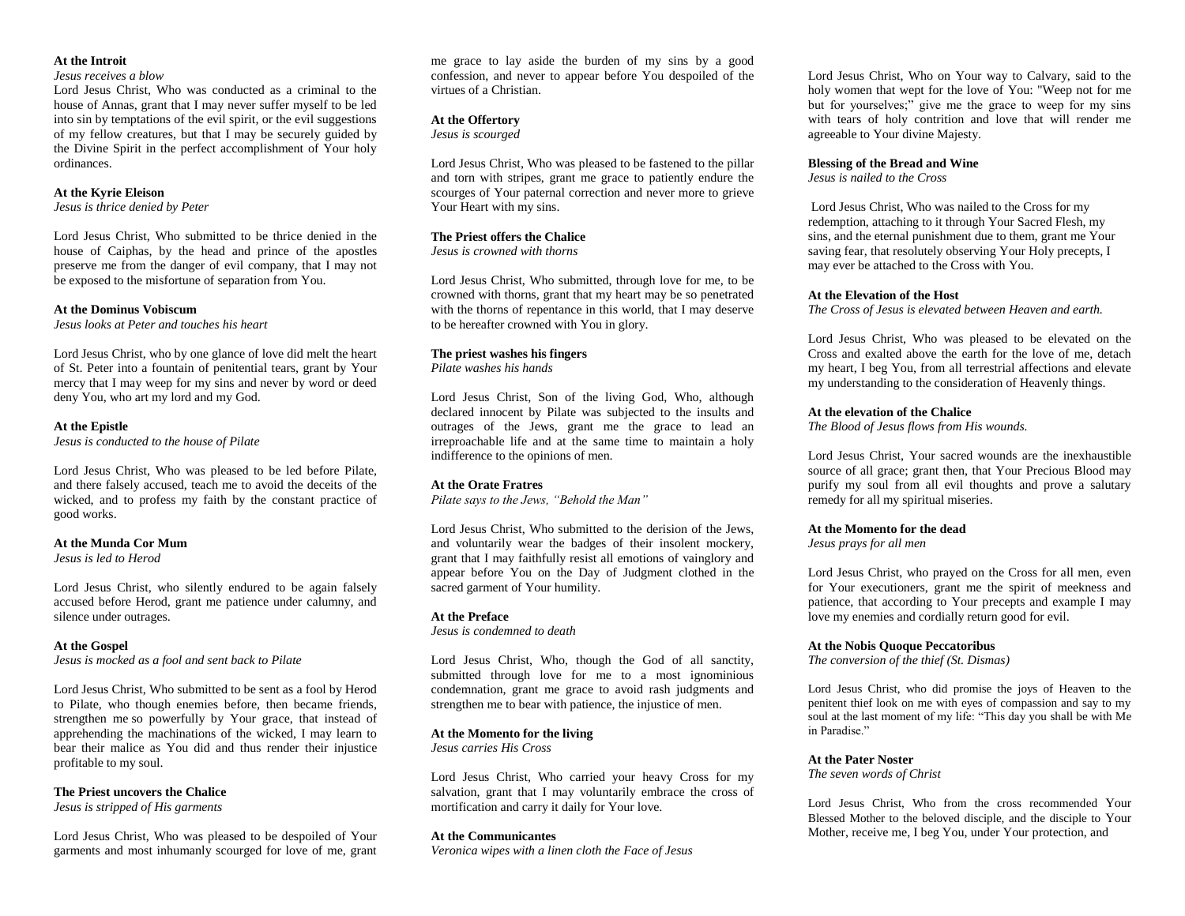**At the Introit**

*Jesus receives a blow*

Lord Jesus Christ, Who was conducted as a criminal to the house of Annas, grant that I may never suffer myself to be led into sin by temptations of the evil spirit, or the evil suggestions of my fellow creatures, but that I may be securely guided by the Divine Spirit in the perfect accomplishment of Your holy ordinances.

**At the Kyrie Eleison**

*Jesus is thrice denied by Peter*

Lord Jesus Christ, Who submitted to be thrice denied in the house of Caiphas, by the head and prince of the apostles preserve me from the danger of evil company, that I may not be exposed to the misfortune of separation from You.

**At the Dominus Vobiscum**

*Jesus looks at Peter and touches his heart*

Lord Jesus Christ, who by one glance of love did melt the heart of St. Peter into a fountain of penitential tears, grant by Your mercy that I may weep for my sins and never by word or deed deny You, who art my lord and my God.

**At the Epistle**

*Jesus is conducted to the house of Pilate*

Lord Jesus Christ, Who was pleased to be led before Pilate, and there falsely accused, teach me to avoid the deceits of the wicked, and to profess my faith by the constant practice of good works.

**At the Munda Cor Mum**

*Jesus is led to Herod*

Lord Jesus Christ, who silently endured to be again falsely accused before Herod, grant me patience under calumny, and silence under outrages.

**At the Gospel**

*Jesus is mocked as a fool and sent back to Pilate*

Lord Jesus Christ, Who submitted to be sent as a fool by Herod to Pilate, who though enemies before, then became friends, strengthen me so powerfully by Your grace, that instead of apprehending the machinations of the wicked, I may learn to bear their malice as You did and thus render their injustice profitable to my soul.

**The Priest uncovers the Chalice**

*Jesus is stripped of His garments*

Lord Jesus Christ, Who was pleased to be despoiled of Your garments and most inhumanly scourged for love of me, grant me grace to lay aside the burden of my sins by a good confession, and never to appear before You despoiled of the virtues of a Christian.

**At the Offertory**

*Jesus is scourged*

Lord Jesus Christ, Who was pleased to be fastened to the pillar and torn with stripes, grant me grace to patiently endure the scourges of Your paternal correction and never more to grieve Your Heart with my sins.

**The Priest offers the Chalice**

*Jesus is crowned with thorns*

Lord Jesus Christ, Who submitted, through love for me, to be crowned with thorns, grant that my heart may be so penetrated with the thorns of repentance in this world, that I may deserve to be hereafter crowned with You in glory.

**The priest washes his fingers**

*Pilate washes his hands*

Lord Jesus Christ, Son of the living God, Who, although declared innocent by Pilate was subjected to the insults and outrages of the Jews, grant me the grace to lead an irreproachable life and at the same time to maintain a holy indifference to the opinions of men.

**At the Orate Fratres**

*Pilate says to the Jews, "Behold the Man"*

Lord Jesus Christ, Who submitted to the derision of the Jews, and voluntarily wear the badges of their insolent mockery, grant that I may faithfully resist all emotions of vainglory and appear before You on the Day of Judgment clothed in the sacred garment of Your humility.

**At the Preface**

*Jesus is condemned to death*

Lord Jesus Christ, Who, though the God of all sanctity, submitted through love for me to a most ignominious condemnation, grant me grace to avoid rash judgments and strengthen me to bear with patience, the injustice of men.

**At the Momento for the living**

*Jesus carries His Cross*

Lord Jesus Christ, Who carried your heavy Cross for my salvation, grant that I may voluntarily embrace the cross of mortification and carry it daily for Your love.

**At the Communicantes**

*Veronica wipes with a linen cloth the Face of Jesus*

Lord Jesus Christ, Who on Your way to Calvary, said to the holy women that wept for the love of You: "Weep not for me but for yourselves;" give me the grace to weep for my sins with tears of holy contrition and love that will render me agreeable to Your divine Majesty.

**Blessing of the Bread and Wine**

*Jesus is nailed to the Cross*

Lord Jesus Christ, Who was nailed to the Cross for my redemption, attaching to it through Your Sacred Flesh, my sins, and the eternal punishment due to them, grant me Your saving fear, that resolutely observing Your Holy precepts, I may ever be attached to the Cross with You.

**At the Elevation of the Host**

*The Cross of Jesus is elevated between Heaven and earth.*

Lord Jesus Christ, Who was pleased to be elevated on the Cross and exalted above the earth for the love of me, detach my heart, I beg You, from all terrestrial affections and elevate my understanding to the consideration of Heavenly things.

**At the elevation of the Chalice**

*The Blood of Jesus flows from His wounds.*

Lord Jesus Christ, Your sacred wounds are the inexhaustible source of all grace; grant then, that Your Precious Blood may purify my soul from all evil thoughts and prove a salutary remedy for all my spiritual miseries.

**At the Momento for the dead**

*Jesus prays for all men*

Lord Jesus Christ, who prayed on the Cross for all men, even for Your executioners, grant me the spirit of meekness and patience, that according to Your precepts and example I may love my enemies and cordially return good for evil.

**At the Nobis Quoque Peccatoribus**

*The conversion of the thief (St. Dismas)*

Lord Jesus Christ, who did promise the joys of Heaven to the penitent thief look on me with eyes of compassion and say to my soul at the last moment of my life: "This day you shall be with Me in Paradise."

**At the Pater Noster**

*The seven words of Christ*

Lord Jesus Christ, Who from the cross recommended Your Blessed Mother to the beloved disciple, and the disciple to Your Mother, receive me, I beg You, under Your protection, and